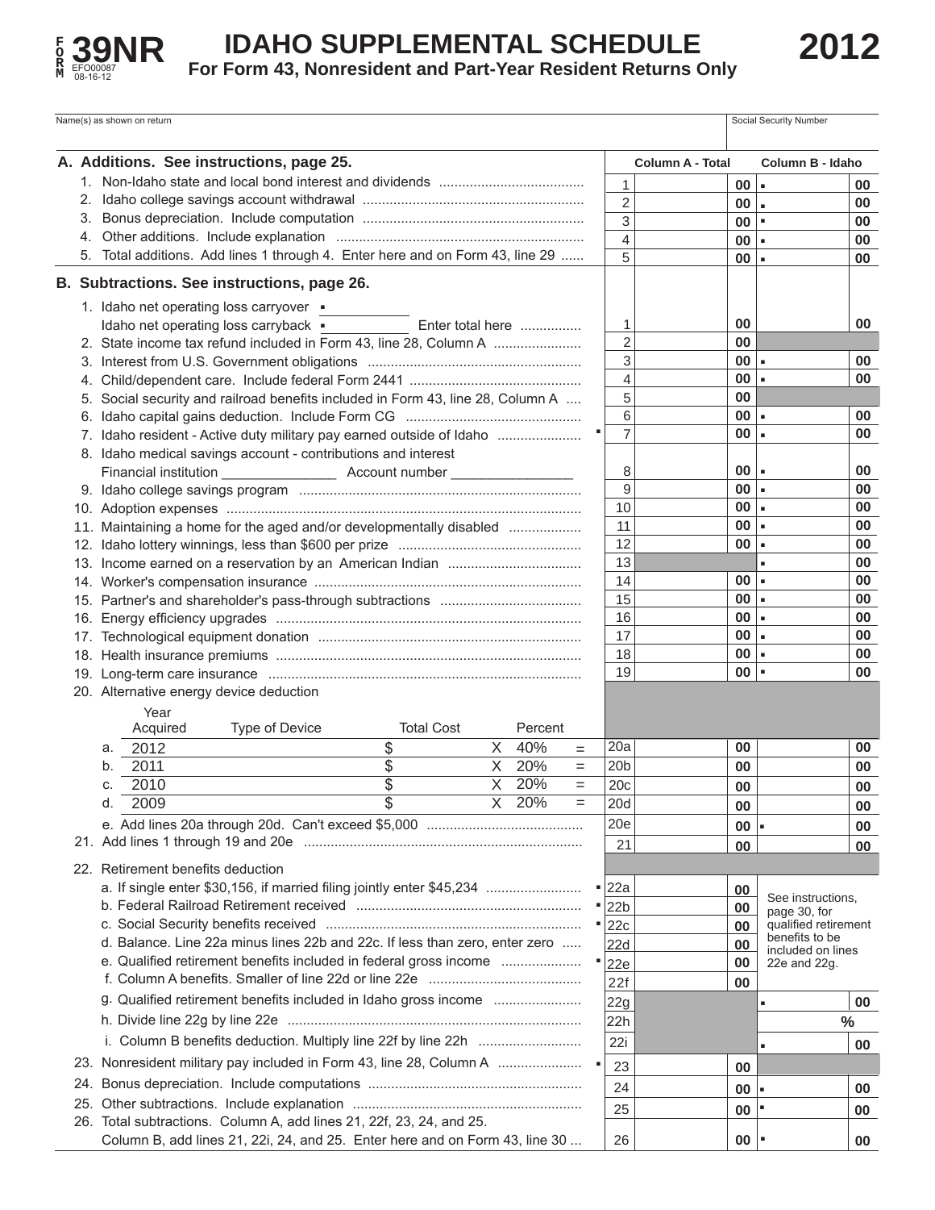# FORM 39NR

EFO00087 08-16-12

## IDAHO SUPPLEMENTAL SCHEDULE

**For Form 43, Nonresident and Part-Year Resident Returns Only**

**2012**

| Name(s) as shown on return | Social Security Number |
|---|---|
| | |

| | Line | Column A - Total | Column B - Idaho |
|---|---|---|---|
| **A. Additions. See instructions, page 25.** | | | |
| 1. Non-Idaho state and local bond interest and dividends | 1 | 00 | 00 |
| 2. Idaho college savings account withdrawal | 2 | 00 | 00 |
| 3. Bonus depreciation. Include computation | 3 | 00 | 00 |
| 4. Other additions. Include explanation | 4 | 00 | 00 |
| 5. Total additions. Add lines 1 through 4. Enter here and on Form 43, line 29 | 5 | 00 | 00 |
| **B. Subtractions. See instructions, page 26.** | | | |
| 1. Idaho net operating loss carryover ________ Idaho net operating loss carryback ________ Enter total here | 1 | 00 | 00 |
| 2. State income tax refund included in Form 43, line 28, Column A | 2 | 00 | |
| 3. Interest from U.S. Government obligations | 3 | 00 | 00 |
| 4. Child/dependent care. Include federal Form 2441 | 4 | 00 | 00 |
| 5. Social security and railroad benefits included in Form 43, line 28, Column A | 5 | 00 | |
| 6. Idaho capital gains deduction. Include Form CG | 6 | 00 | 00 |
| 7. Idaho resident - Active duty military pay earned outside of Idaho | 7 | 00 | 00 |
| 8. Idaho medical savings account - contributions and interest Financial institution ______________ Account number ______________ | 8 | 00 | 00 |
| 9. Idaho college savings program | 9 | 00 | 00 |
| 10. Adoption expenses | 10 | 00 | 00 |
| 11. Maintaining a home for the aged and/or developmentally disabled | 11 | 00 | 00 |
| 12. Idaho lottery winnings, less than $600 per prize | 12 | 00 | 00 |
| 13. Income earned on a reservation by an American Indian | 13 | | 00 |
| 14. Worker's compensation insurance | 14 | 00 | 00 |
| 15. Partner's and shareholder's pass-through subtractions | 15 | 00 | 00 |
| 16. Energy efficiency upgrades | 16 | 00 | 00 |
| 17. Technological equipment donation | 17 | 00 | 00 |
| 18. Health insurance premiums | 18 | 00 | 00 |
| 19. Long-term care insurance | 19 | 00 | 00 |
| 20. Alternative energy device deduction | | | |

| | Year Acquired | Type of Device | Total Cost | | Percent | | Line | Column A - Total | Column B - Idaho |
|---|---|---|---|---|---|---|---|---|---|
| a. | 2012 | | $ | X | 40% | = | 20a | 00 | 00 |
| b. | 2011 | | $ | X | 20% | = | 20b | 00 | 00 |
| c. | 2010 | | $ | X | 20% | = | 20c | 00 | 00 |
| d. | 2009 | | $ | X | 20% | = | 20d | 00 | 00 |
| e. | Add lines 20a through 20d. Can't exceed $5,000 | | | | | | 20e | 00 | 00 |

| | Line | Column A - Total | Column B - Idaho |
|---|---|---|---|
| 21. Add lines 1 through 19 and 20e | 21 | 00 | 00 |
| 22. Retirement benefits deduction | | | |
| a. If single enter $30,156, if married filing jointly enter $45,234 | 22a | 00 | See instructions, page 30, for qualified retirement benefits to be included on lines 22e and 22g. |
| b. Federal Railroad Retirement received | 22b | 00 | |
| c. Social Security benefits received | 22c | 00 | |
| d. Balance. Line 22a minus lines 22b and 22c. If less than zero, enter zero | 22d | 00 | |
| e. Qualified retirement benefits included in federal gross income | 22e | 00 | |
| f. Column A benefits. Smaller of line 22d or line 22e | 22f | 00 | |
| g. Qualified retirement benefits included in Idaho gross income | 22g | | 00 |
| h. Divide line 22g by line 22e | 22h | | % |
| i. Column B benefits deduction. Multiply line 22f by line 22h | 22i | | 00 |
| 23. Nonresident military pay included in Form 43, line 28, Column A | 23 | 00 | |
| 24. Bonus depreciation. Include computations | 24 | 00 | 00 |
| 25. Other subtractions. Include explanation | 25 | 00 | 00 |
| 26. Total subtractions. Column A, add lines 21, 22f, 23, 24, and 25. Column B, add lines 21, 22i, 24, and 25. Enter here and on Form 43, line 30 | 26 | 00 | 00 |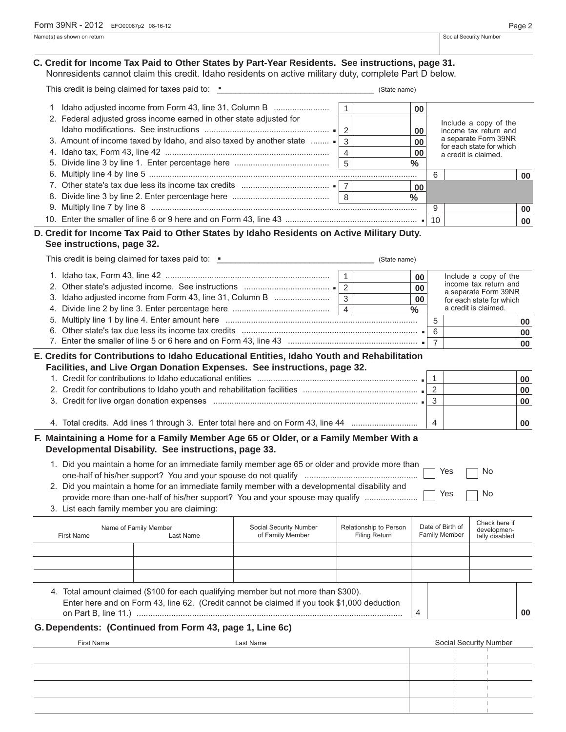Form 39NR - 2012 EFO00087p2 08-16-12

Name(s) as shown on return | Social Security Number

## C. Credit for Income Tax Paid to Other States by Part-Year Residents. See instructions, page 31.

Nonresidents cannot claim this credit. Idaho residents on active military duty, complete Part D below.

This credit is being claimed for taxes paid to: ▪ _________________________ (State name)

| | | | |
|---|---|---|---|
| 1 Idaho adjusted income from Form 43, line 31, Column B | 1 | 00 | Include a copy of the income tax return and a separate Form 39NR for each state for which a credit is claimed. |
| 2. Federal adjusted gross income earned in other state adjusted for Idaho modifications. See instructions ▪ | 2 | 00 | |
| 3. Amount of income taxed by Idaho, and also taxed by another state ▪ | 3 | 00 | |
| 4. Idaho tax, Form 43, line 42 | 4 | 00 | |
| 5. Divide line 3 by line 1. Enter percentage here | 5 | % | |
| 6. Multiply line 4 by line 5 | | | 6 ___ 00 |
| 7. Other state's tax due less its income tax credits ▪ | 7 | 00 | |
| 8. Divide line 3 by line 2. Enter percentage here | 8 | % | |
| 9. Multiply line 7 by line 8 | | | 9 ___ 00 |
| 10. Enter the smaller of line 6 or 9 here and on Form 43, line 43 ▪ | | | 10 ___ 00 |

## D. Credit for Income Tax Paid to Other States by Idaho Residents on Active Military Duty. See instructions, page 32.

This credit is being claimed for taxes paid to: ▪ _________________________ (State name)

| | | | |
|---|---|---|---|
| 1. Idaho tax, Form 43, line 42 | 1 | 00 | Include a copy of the income tax return and a separate Form 39NR for each state for which a credit is claimed. |
| 2. Other state's adjusted income. See instructions ▪ | 2 | 00 | |
| 3. Idaho adjusted income from Form 43, line 31, Column B | 3 | 00 | |
| 4. Divide line 2 by line 3. Enter percentage here | 4 | % | |
| 5. Multiply line 1 by line 4. Enter amount here | | | 5 ___ 00 |
| 6. Other state's tax due less its income tax credits ▪ | | | 6 ___ 00 |
| 7. Enter the smaller of line 5 or 6 here and on Form 43, line 43 ▪ | | | 7 ___ 00 |

## E. Credits for Contributions to Idaho Educational Entities, Idaho Youth and Rehabilitation Facilities, and Live Organ Donation Expenses. See instructions, page 32.

| | | |
|---|---|---|
| 1. Credit for contributions to Idaho educational entities ▪ | 1 | 00 |
| 2. Credit for contributions to Idaho youth and rehabilitation facilities ▪ | 2 | 00 |
| 3. Credit for live organ donation expenses ▪ | 3 | 00 |
| 4. Total credits. Add lines 1 through 3. Enter total here and on Form 43, line 44 | 4 | 00 |

## F. Maintaining a Home for a Family Member Age 65 or Older, or a Family Member With a Developmental Disability. See instructions, page 33.

1. Did you maintain a home for an immediate family member age 65 or older and provide more than one-half of his/her support? You and your spouse do not qualify ☐ Yes ☐ No
2. Did you maintain a home for an immediate family member with a developmental disability and provide more than one-half of his/her support? You and your spouse may qualify ☐ Yes ☐ No
3. List each family member you are claiming:

| Name of Family Member First Name | Last Name | Social Security Number of Family Member | Relationship to Person Filing Return | Date of Birth of Family Member | Check here if developmentally disabled |
|---|---|---|---|---|---|
| | | | | | |
| | | | | | |
| | | | | | |

4. Total amount claimed ($100 for each qualifying member but not more than $300). Enter here and on Form 43, line 62. (Credit cannot be claimed if you took $1,000 deduction on Part B, line 11.) 4 ___ 00

## G. Dependents: (Continued from Form 43, page 1, Line 6c)

| First Name | Last Name | Social Security Number |
|---|---|---|
| | | |
| | | |
| | | |
| | | |